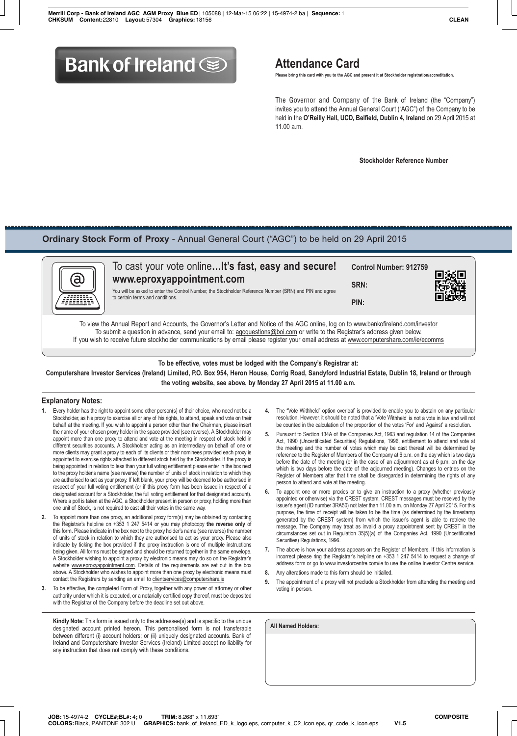# Attendance Card

**Please bring this card with you to the AGC and present it at Stockholder registration/accreditation.**

The Governor and Company of the Bank of Ireland (the "Company") invites you to attend the Annual General Court ("AGC") of the Company to be held in the **O'Reilly Hall, UCD, Belfield, Dublin 4, Ireland** on 29 April 2015 at 11.00 a.m.

**Stockholder Reference Number**

---

## Ordinary Stock Form of Proxy - Annual General Court ("AGC") to be held on 29 April 2015

To cast your vote online**...It's fast, easy and secure!**
**www.eproxyappointment.com**

You will be asked to enter the Control Number, the Stockholder Reference Number (SRN) and PIN and agree to certain terms and conditions.

**Control Number: 912759**

**SRN:**

**PIN:**

To view the Annual Report and Accounts, the Governor's Letter and Notice of the AGC online, log on to www.bankofireland.com/investor
To submit a question in advance, send your email to: agcquestions@boi.com or write to the Registrar's address given below.
If you wish to receive future stockholder communications by email please register your email address at www.computershare.com/ie/ecomms

**To be effective, votes must be lodged with the Company's Registrar at:**
**Computershare Investor Services (Ireland) Limited, P.O. Box 954, Heron House, Corrig Road, Sandyford Industrial Estate, Dublin 18, Ireland or through the voting website, see above, by Monday 27 April 2015 at 11.00 a.m.**

### Explanatory Notes:

1. Every holder has the right to appoint some other person(s) of their choice, who need not be a Stockholder, as his proxy to exercise all or any of his rights, to attend, speak and vote on their behalf at the meeting. If you wish to appoint a person other than the Chairman, please insert the name of your chosen proxy holder in the space provided (see reverse). A Stockholder may appoint more than one proxy to attend and vote at the meeting in respect of stock held in different securities accounts. A Stockholder acting as an intermediary on behalf of one or more clients may grant a proxy to each of its clients or their nominees provided each proxy is appointed to exercise rights attached to different stock held by the Stockholder. If the proxy is being appointed in relation to less than your full voting entitlement please enter in the box next to the proxy holder's name (see reverse) the number of units of stock in relation to which they are authorised to act as your proxy. If left blank, your proxy will be deemed to be authorised in respect of your full voting entitlement (or if this proxy form has been issued in respect of a designated account for a Stockholder, the full voting entitlement for that designated account). Where a poll is taken at the AGC, a Stockholder present in person or proxy, holding more than one unit of Stock, is not required to cast all their votes in the same way.
2. To appoint more than one proxy, an additional proxy form(s) may be obtained by contacting the Registrar's helpline on +353 1 247 5414 or you may photocopy **the reverse only** of this form. Please indicate in the box next to the proxy holder's name (see reverse) the number of units of stock in relation to which they are authorised to act as your proxy. Please also indicate by ticking the box provided if the proxy instruction is one of multiple instructions being given. All forms must be signed and should be returned together in the same envelope. A Stockholder wishing to appoint a proxy by electronic means may do so on the Registrar's website www.eproxyappointment.com. Details of the requirements are set out in the box above. A Stockholder who wishes to appoint more than one proxy by electronic means must contact the Registrars by sending an email to clientservices@computershare.ie
3. To be effective, the completed Form of Proxy, together with any power of attorney or other authority under which it is executed, or a notarially certified copy thereof, must be deposited with the Registrar of the Company before the deadline set out above.
4. The "Vote Withheld" option overleaf is provided to enable you to abstain on any particular resolution. However, it should be noted that a 'Vote Withheld' is not a vote in law and will not be counted in the calculation of the proportion of the votes 'For' and 'Against' a resolution.
5. Pursuant to Section 134A of the Companies Act, 1963 and regulation 14 of the Companies Act, 1990 (Uncertificated Securities) Regulations, 1996, entitlement to attend and vote at the meeting and the number of votes which may be cast thereat will be determined by reference to the Register of Members of the Company at 6 p.m. on the day which is two days before the date of the meeting (or in the case of an adjournment as at 6 p.m. on the day which is two days before the date of the adjourned meeting). Changes to entries on the Register of Members after that time shall be disregarded in determining the rights of any person to attend and vote at the meeting.
6. To appoint one or more proxies or to give an instruction to a proxy (whether previously appointed or otherwise) via the CREST system, CREST messages must be received by the issuer's agent (ID number 3RA50) not later than 11.00 a.m. on Monday 27 April 2015. For this purpose, the time of receipt will be taken to be the time (as determined by the timestamp generated by the CREST system) from which the issuer's agent is able to retrieve the message. The Company may treat as invalid a proxy appointment sent by CREST in the circumstances set out in Regulation 35(5)(a) of the Companies Act, 1990 (Uncertificated Securities) Regulations, 1996.
7. The above is how your address appears on the Register of Members. If this information is incorrect please ring the Registrar's helpline on +353 1 247 5414 to request a change of address form or go to www.investorcentre.com/ie to use the online Investor Centre service.
8. Any alterations made to this form should be initialled.
9. The appointment of a proxy will not preclude a Stockholder from attending the meeting and voting in person.

**Kindly Note:** This form is issued only to the addressee(s) and is specific to the unique designated account printed hereon. This personalised form is not transferable between different (i) account holders; or (ii) uniquely designated accounts. Bank of Ireland and Computershare Investor Services (Ireland) Limited accept no liability for any instruction that does not comply with these conditions.

**All Named Holders:**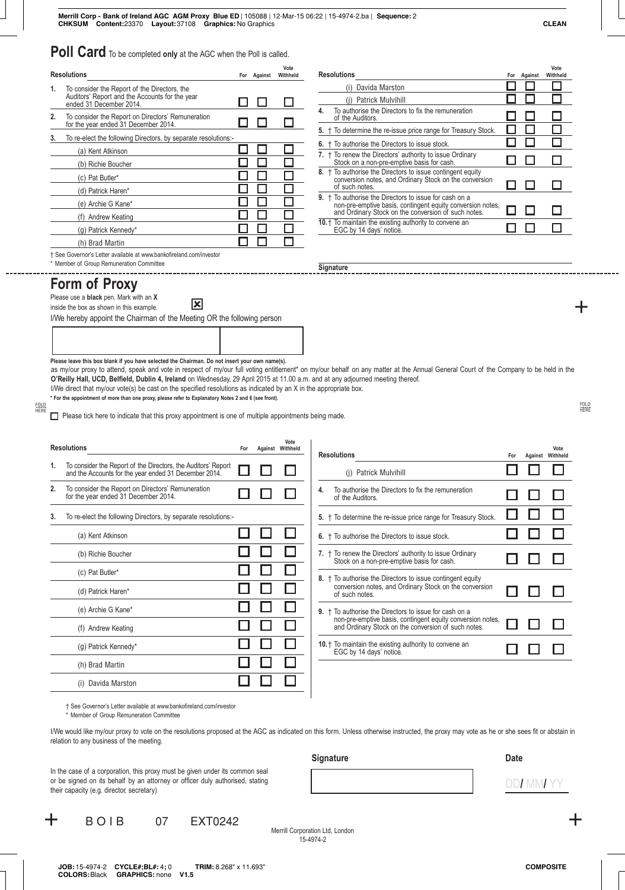# Poll Card

To be completed **only** at the AGC when the Poll is called.

| Resolutions | For | Against | Vote Withheld |
|---|---|---|---|
| 1. To consider the Report of the Directors, the Auditors' Report and the Accounts for the year ended 31 December 2014. | ☐ | ☐ | ☐ |
| 2. To consider the Report on Directors' Remuneration for the year ended 31 December 2014. | ☐ | ☐ | ☐ |
| 3. To re-elect the following Directors, by separate resolutions:- | | | |
| (a) Kent Atkinson | ☐ | ☐ | ☐ |
| (b) Richie Boucher | ☐ | ☐ | ☐ |
| (c) Pat Butler* | ☐ | ☐ | ☐ |
| (d) Patrick Haren* | ☐ | ☐ | ☐ |
| (e) Archie G Kane* | ☐ | ☐ | ☐ |
| (f) Andrew Keating | ☐ | ☐ | ☐ |
| (g) Patrick Kennedy* | ☐ | ☐ | ☐ |
| (h) Brad Martin | ☐ | ☐ | ☐ |
| (i) Davida Marston | ☐ | ☐ | ☐ |
| (j) Patrick Mulvihill | ☐ | ☐ | ☐ |
| 4. To authorise the Directors to fix the remuneration of the Auditors. | ☐ | ☐ | ☐ |
| 5. † To determine the re-issue price range for Treasury Stock. | ☐ | ☐ | ☐ |
| 6. † To authorise the Directors to issue stock. | ☐ | ☐ | ☐ |
| 7. † To renew the Directors' authority to issue Ordinary Stock on a non-pre-emptive basis for cash. | ☐ | ☐ | ☐ |
| 8. † To authorise the Directors to issue contingent equity conversion notes, and Ordinary Stock on the conversion of such notes. | ☐ | ☐ | ☐ |
| 9. † To authorise the Directors to issue for cash on a non-pre-emptive basis, contingent equity conversion notes, and Ordinary Stock on the conversion of such notes. | ☐ | ☐ | ☐ |
| 10. † To maintain the existing authority to convene an EGC by 14 days' notice. | ☐ | ☐ | ☐ |

† See Governor's Letter available at www.bankofireland.com/investor

\* Member of Group Remuneration Committee

**Signature**

# Form of Proxy

Please use a **black** pen. Mark with an **X** inside the box as shown in this example. ☒

I/We hereby appoint the Chairman of the Meeting OR the following person

**Please leave this box blank if you have selected the Chairman. Do not insert your own name(s).**

as my/our proxy to attend, speak and vote in respect of my/our full voting entitlement* on my/our behalf on any matter at the Annual General Court of the Company to be held in the **O'Reilly Hall, UCD, Belfield, Dublin 4, Ireland** on Wednesday, 29 April 2015 at 11.00 a.m. and at any adjourned meeting thereof.

I/We direct that my/our vote(s) be cast on the specified resolutions as indicated by an X in the appropriate box.

**\* For the appointment of more than one proxy, please refer to Explanatory Notes 2 and 6 (see front).**

☐ Please tick here to indicate that this proxy appointment is one of multiple appointments being made.

| Resolutions | For | Against | Vote Withheld |
|---|---|---|---|
| 1. To consider the Report of the Directors, the Auditors' Report and the Accounts for the year ended 31 December 2014. | ☐ | ☐ | ☐ |
| 2. To consider the Report on Directors' Remuneration for the year ended 31 December 2014. | ☐ | ☐ | ☐ |
| 3. To re-elect the following Directors, by separate resolutions:- | | | |
| (a) Kent Atkinson | ☐ | ☐ | ☐ |
| (b) Richie Boucher | ☐ | ☐ | ☐ |
| (c) Pat Butler* | ☐ | ☐ | ☐ |
| (d) Patrick Haren* | ☐ | ☐ | ☐ |
| (e) Archie G Kane* | ☐ | ☐ | ☐ |
| (f) Andrew Keating | ☐ | ☐ | ☐ |
| (g) Patrick Kennedy* | ☐ | ☐ | ☐ |
| (h) Brad Martin | ☐ | ☐ | ☐ |
| (i) Davida Marston | ☐ | ☐ | ☐ |
| (j) Patrick Mulvihill | ☐ | ☐ | ☐ |
| 4. To authorise the Directors to fix the remuneration of the Auditors. | ☐ | ☐ | ☐ |
| 5. † To determine the re-issue price range for Treasury Stock. | ☐ | ☐ | ☐ |
| 6. † To authorise the Directors to issue stock. | ☐ | ☐ | ☐ |
| 7. † To renew the Directors' authority to issue Ordinary Stock on a non-pre-emptive basis for cash. | ☐ | ☐ | ☐ |
| 8. † To authorise the Directors to issue contingent equity conversion notes, and Ordinary Stock on the conversion of such notes. | ☐ | ☐ | ☐ |
| 9. † To authorise the Directors to issue for cash on a non-pre-emptive basis, contingent equity conversion notes, and Ordinary Stock on the conversion of such notes. | ☐ | ☐ | ☐ |
| 10. † To maintain the existing authority to convene an EGC by 14 days' notice. | ☐ | ☐ | ☐ |

† See Governor's Letter available at www.bankofireland.com/investor

\* Member of Group Remuneration Committee

I/We would like my/our proxy to vote on the resolutions proposed at the AGC as indicated on this form. Unless otherwise instructed, the proxy may vote as he or she sees fit or abstain in relation to any business of the meeting.

In the case of a corporation, this proxy must be given under its common seal or be signed on its behalf by an attorney or officer duly authorised, stating their capacity (e.g. director, secretary)

**Signature**

**Date** DD/MM/YY

BOIB 07 EXT0242